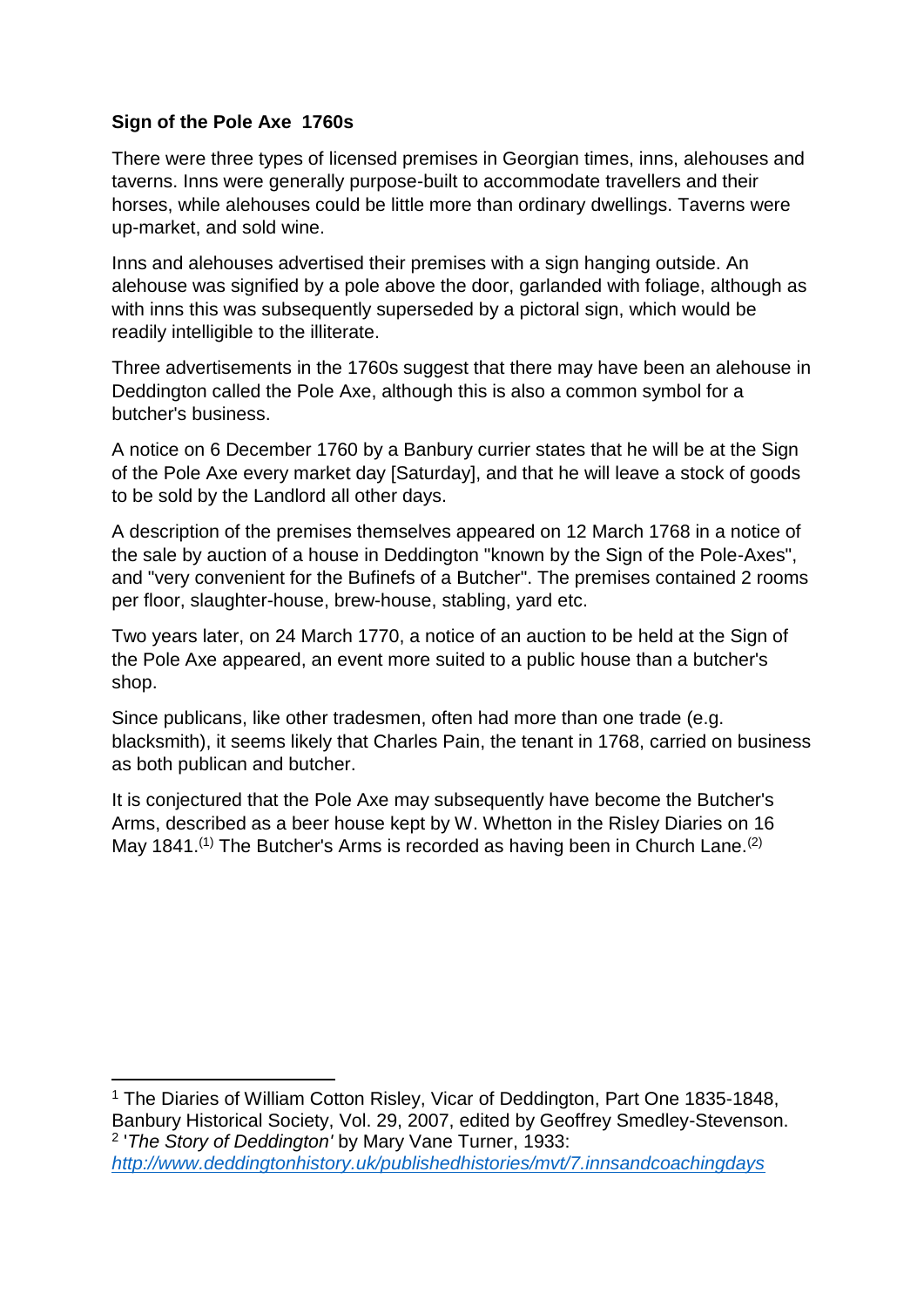**Sign of the Pole Axe 1760s**

There were three types of licensed premises in Georgian times, inns, alehouses and taverns. Inns were generally purpose-built to accommodate travellers and their horses, while alehouses could be little more than ordinary dwellings. Taverns were up-market, and sold wine.

Inns and alehouses advertised their premises with a sign hanging outside. An alehouse was signified by a pole above the door, garlanded with foliage, although as with inns this was subsequently superseded by a pictoral sign, which would be readily intelligible to the illiterate.

Three advertisements in the 1760s suggest that there may have been an alehouse in Deddington called the Pole Axe, although this is also a common symbol for a butcher's business.

A notice on 6 December 1760 by a Banbury currier states that he will be at the Sign of the Pole Axe every market day [Saturday], and that he will leave a stock of goods to be sold by the Landlord all other days.

A description of the premises themselves appeared on 12 March 1768 in a notice of the sale by auction of a house in Deddington "known by the Sign of the Pole-Axes", and "very convenient for the Bufinefs of a Butcher". The premises contained 2 rooms per floor, slaughter-house, brew-house, stabling, yard etc.

Two years later, on 24 March 1770, a notice of an auction to be held at the Sign of the Pole Axe appeared, an event more suited to a public house than a butcher's shop.

Since publicans, like other tradesmen, often had more than one trade (e.g. blacksmith), it seems likely that Charles Pain, the tenant in 1768, carried on business as both publican and butcher.

It is conjectured that the Pole Axe may subsequently have become the Butcher's Arms, described as a beer house kept by W. Whetton in the Risley Diaries on 16 May 1841.[(1)] The Butcher's Arms is recorded as having been in Church Lane.[(2)]

---

[1] The Diaries of William Cotton Risley, Vicar of Deddington, Part One 1835-1848, Banbury Historical Society, Vol. 29, 2007, edited by Geoffrey Smedley-Stevenson.
[2] '*The Story of Deddington'* by Mary Vane Turner, 1933: *http://www.deddingtonhistory.uk/publishedhistories/mvt/7.innsandcoachingdays*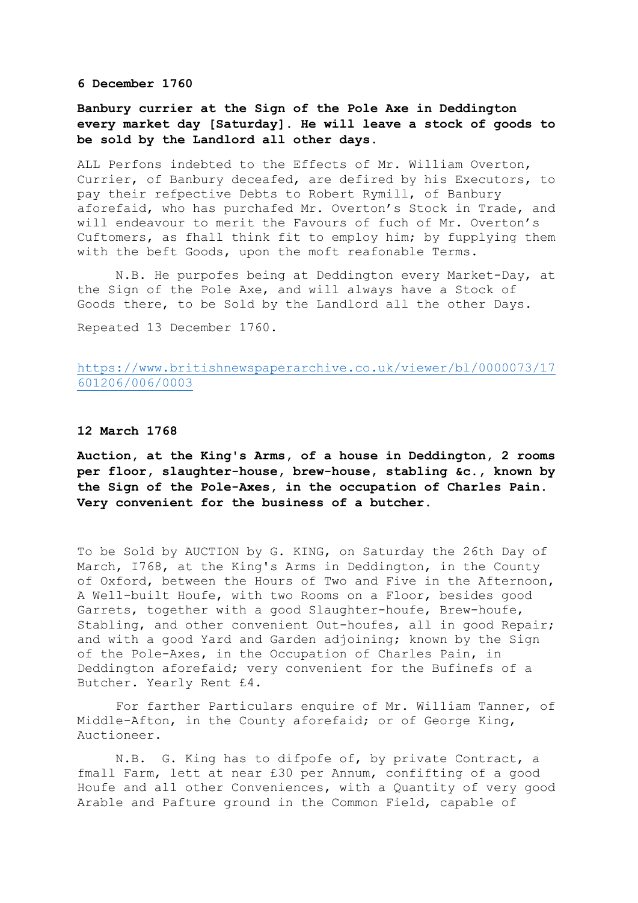**6 December 1760**

**Banbury currier at the Sign of the Pole Axe in Deddington every market day [Saturday]. He will leave a stock of goods to be sold by the Landlord all other days.**

ALL Perfons indebted to the Effects of Mr. William Overton, Currier, of Banbury deceafed, are defired by his Executors, to pay their refpective Debts to Robert Rymill, of Banbury aforefaid, who has purchafed Mr. Overton's Stock in Trade, and will endeavour to merit the Favours of fuch of Mr. Overton's Cuftomers, as fhall think fit to employ him; by fupplying them with the beft Goods, upon the moft reafonable Terms.

N.B. He purpofes being at Deddington every Market-Day, at the Sign of the Pole Axe, and will always have a Stock of Goods there, to be Sold by the Landlord all the other Days.

Repeated 13 December 1760.

https://www.britishnewspaperarchive.co.uk/viewer/bl/0000073/17601206/006/0003

**12 March 1768**

**Auction, at the King's Arms, of a house in Deddington, 2 rooms per floor, slaughter-house, brew-house, stabling &c., known by the Sign of the Pole-Axes, in the occupation of Charles Pain. Very convenient for the business of a butcher.**

To be Sold by AUCTION by G. KING, on Saturday the 26th Day of March, I768, at the King's Arms in Deddington, in the County of Oxford, between the Hours of Two and Five in the Afternoon, A Well-built Houfe, with two Rooms on a Floor, besides good Garrets, together with a good Slaughter-houfe, Brew-houfe, Stabling, and other convenient Out-houfes, all in good Repair; and with a good Yard and Garden adjoining; known by the Sign of the Pole-Axes, in the Occupation of Charles Pain, in Deddington aforefaid; very convenient for the Bufinefs of a Butcher. Yearly Rent £4.

For farther Particulars enquire of Mr. William Tanner, of Middle-Afton, in the County aforefaid; or of George King, Auctioneer.

N.B. G. King has to difpofe of, by private Contract, a fmall Farm, lett at near £30 per Annum, confifting of a good Houfe and all other Conveniences, with a Quantity of very good Arable and Pafture ground in the Common Field, capable of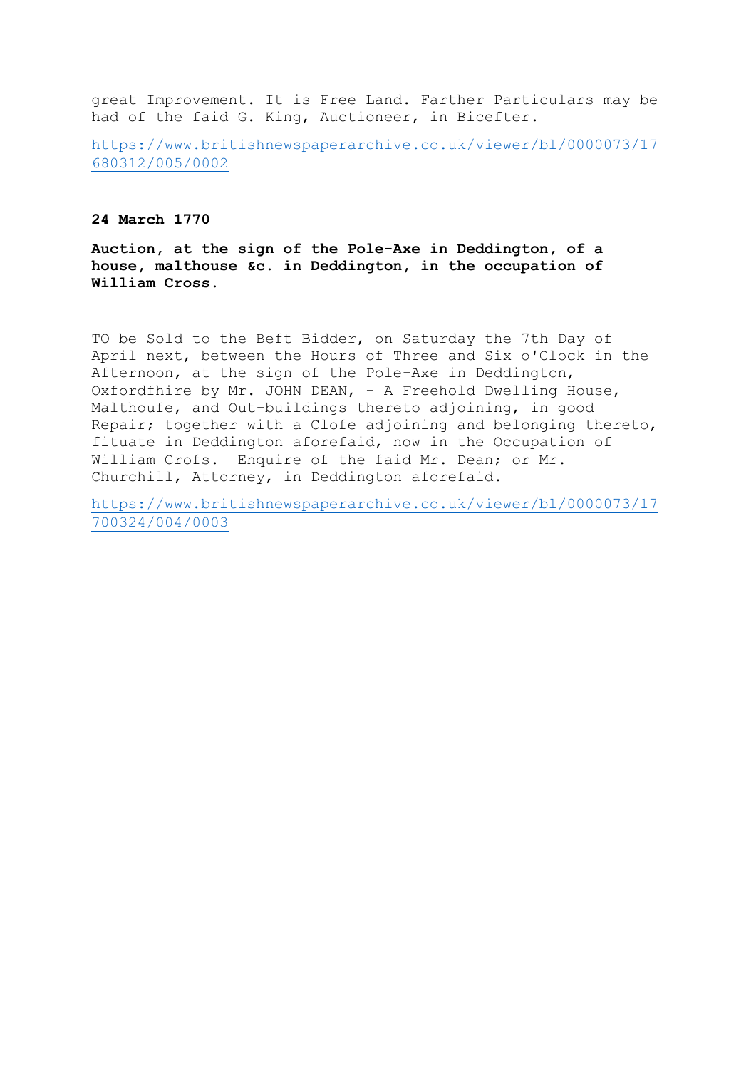great Improvement. It is Free Land. Farther Particulars may be had of the faid G. King, Auctioneer, in Bicefter.

https://www.britishnewspaperarchive.co.uk/viewer/bl/0000073/17680312/005/0002

**24 March 1770**

**Auction, at the sign of the Pole-Axe in Deddington, of a house, malthouse &c. in Deddington, in the occupation of William Cross.**

TO be Sold to the Beft Bidder, on Saturday the 7th Day of April next, between the Hours of Three and Six o'Clock in the Afternoon, at the sign of the Pole-Axe in Deddington, Oxfordfhire by Mr. JOHN DEAN, - A Freehold Dwelling House, Malthoufe, and Out-buildings thereto adjoining, in good Repair; together with a Clofe adjoining and belonging thereto, fituate in Deddington aforefaid, now in the Occupation of William Crofs. Enquire of the faid Mr. Dean; or Mr. Churchill, Attorney, in Deddington aforefaid.

https://www.britishnewspaperarchive.co.uk/viewer/bl/0000073/17700324/004/0003